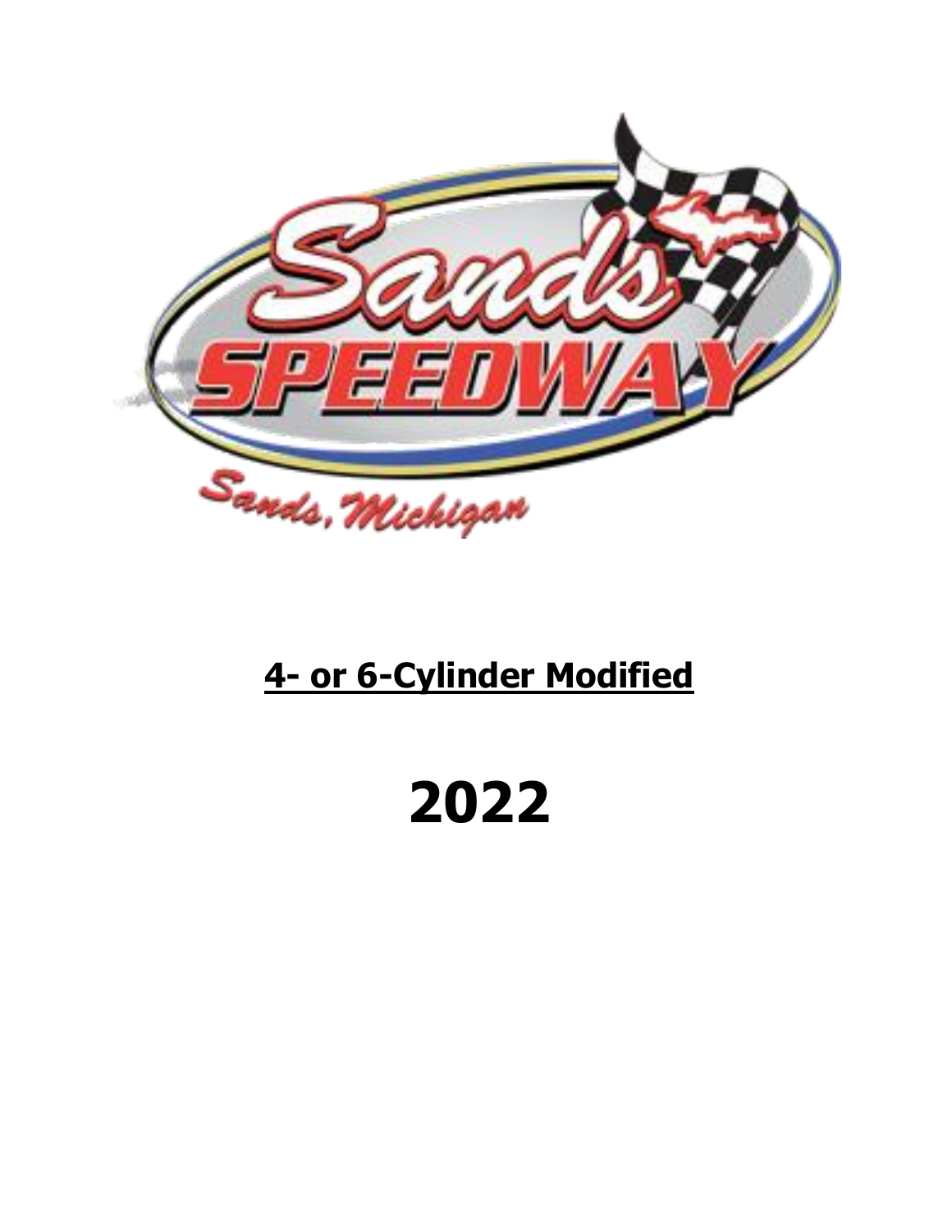**4- or 6-Cylinder Modified**

# 2022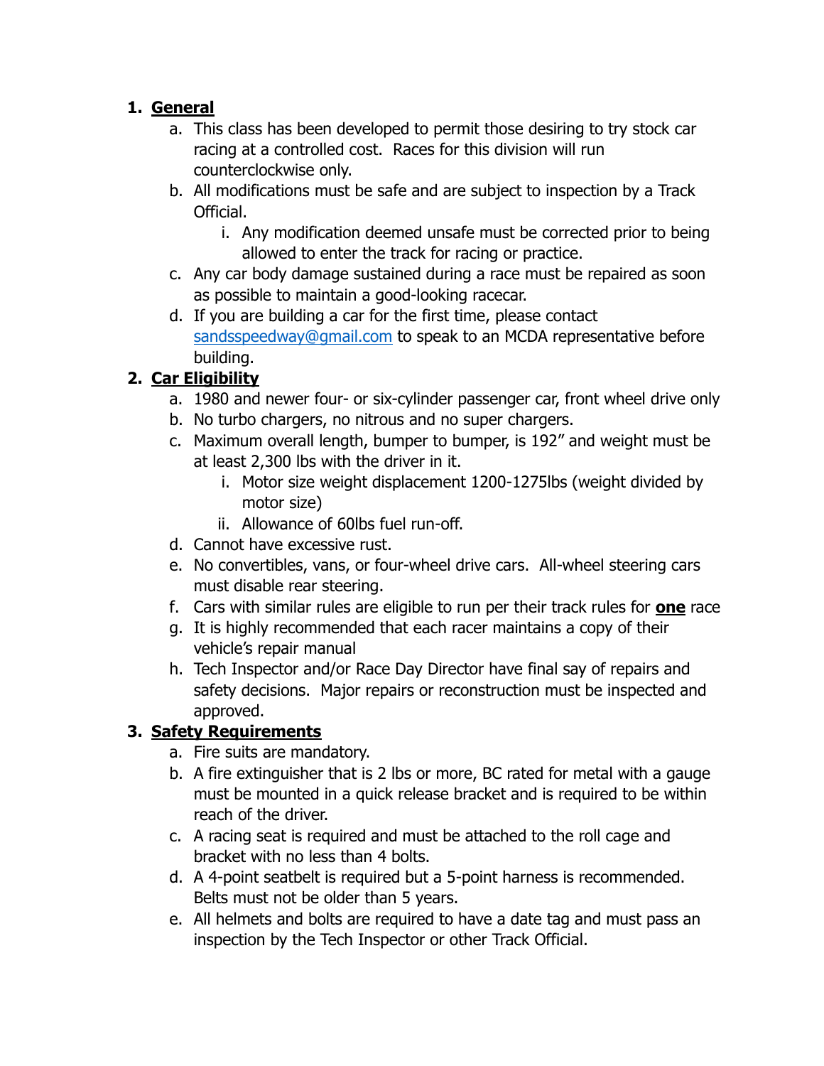1. **General**
    a. This class has been developed to permit those desiring to try stock car racing at a controlled cost. Races for this division will run counterclockwise only.
    b. All modifications must be safe and are subject to inspection by a Track Official.
        i. Any modification deemed unsafe must be corrected prior to being allowed to enter the track for racing or practice.
    c. Any car body damage sustained during a race must be repaired as soon as possible to maintain a good-looking racecar.
    d. If you are building a car for the first time, please contact sandsspeedway@gmail.com to speak to an MCDA representative before building.
2. **Car Eligibility**
    a. 1980 and newer four- or six-cylinder passenger car, front wheel drive only
    b. No turbo chargers, no nitrous and no super chargers.
    c. Maximum overall length, bumper to bumper, is 192" and weight must be at least 2,300 lbs with the driver in it.
        i. Motor size weight displacement 1200-1275lbs (weight divided by motor size)
        ii. Allowance of 60lbs fuel run-off.
    d. Cannot have excessive rust.
    e. No convertibles, vans, or four-wheel drive cars. All-wheel steering cars must disable rear steering.
    f. Cars with similar rules are eligible to run per their track rules for **one** race
    g. It is highly recommended that each racer maintains a copy of their vehicle's repair manual
    h. Tech Inspector and/or Race Day Director have final say of repairs and safety decisions. Major repairs or reconstruction must be inspected and approved.
3. **Safety Requirements**
    a. Fire suits are mandatory.
    b. A fire extinguisher that is 2 lbs or more, BC rated for metal with a gauge must be mounted in a quick release bracket and is required to be within reach of the driver.
    c. A racing seat is required and must be attached to the roll cage and bracket with no less than 4 bolts.
    d. A 4-point seatbelt is required but a 5-point harness is recommended. Belts must not be older than 5 years.
    e. All helmets and bolts are required to have a date tag and must pass an inspection by the Tech Inspector or other Track Official.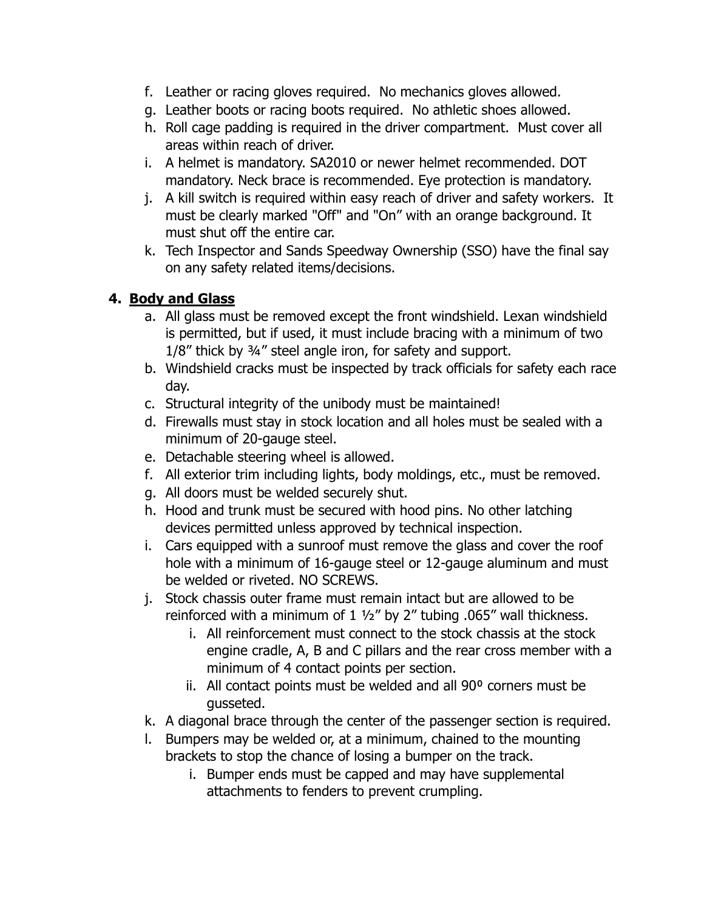f. Leather or racing gloves required. No mechanics gloves allowed.
g. Leather boots or racing boots required. No athletic shoes allowed.
h. Roll cage padding is required in the driver compartment. Must cover all areas within reach of driver.
i. A helmet is mandatory. SA2010 or newer helmet recommended. DOT mandatory. Neck brace is recommended. Eye protection is mandatory.
j. A kill switch is required within easy reach of driver and safety workers. It must be clearly marked "Off" and "On" with an orange background. It must shut off the entire car.
k. Tech Inspector and Sands Speedway Ownership (SSO) have the final say on any safety related items/decisions.

### 4. <u>Body and Glass</u>

a. All glass must be removed except the front windshield. Lexan windshield is permitted, but if used, it must include bracing with a minimum of two 1/8" thick by ¾" steel angle iron, for safety and support.
b. Windshield cracks must be inspected by track officials for safety each race day.
c. Structural integrity of the unibody must be maintained!
d. Firewalls must stay in stock location and all holes must be sealed with a minimum of 20-gauge steel.
e. Detachable steering wheel is allowed.
f. All exterior trim including lights, body moldings, etc., must be removed.
g. All doors must be welded securely shut.
h. Hood and trunk must be secured with hood pins. No other latching devices permitted unless approved by technical inspection.
i. Cars equipped with a sunroof must remove the glass and cover the roof hole with a minimum of 16-gauge steel or 12-gauge aluminum and must be welded or riveted. NO SCREWS.
j. Stock chassis outer frame must remain intact but are allowed to be reinforced with a minimum of 1 ½" by 2" tubing .065" wall thickness.
    i. All reinforcement must connect to the stock chassis at the stock engine cradle, A, B and C pillars and the rear cross member with a minimum of 4 contact points per section.
    ii. All contact points must be welded and all 90º corners must be gusseted.
k. A diagonal brace through the center of the passenger section is required.
l. Bumpers may be welded or, at a minimum, chained to the mounting brackets to stop the chance of losing a bumper on the track.
    i. Bumper ends must be capped and may have supplemental attachments to fenders to prevent crumpling.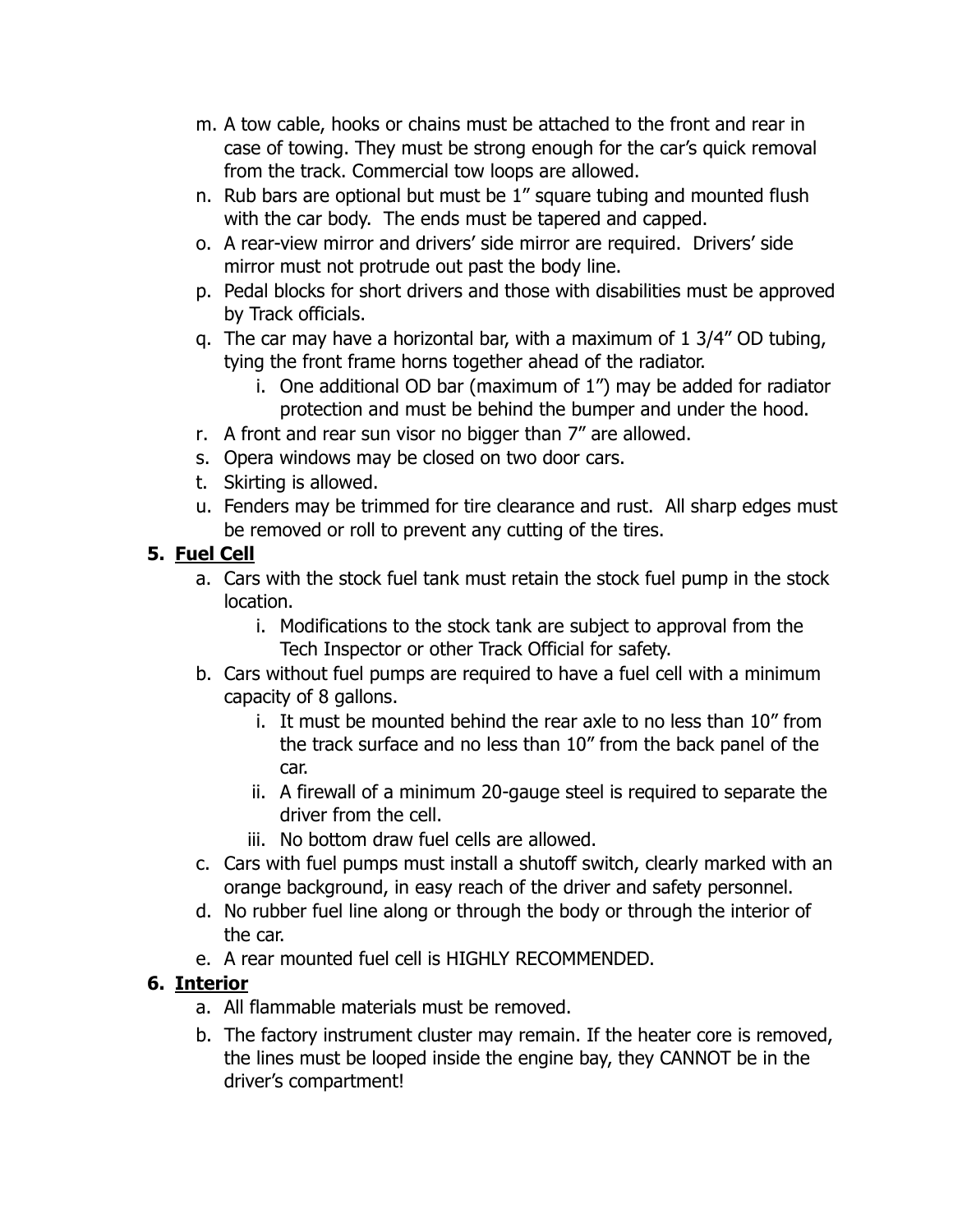m. A tow cable, hooks or chains must be attached to the front and rear in case of towing. They must be strong enough for the car's quick removal from the track. Commercial tow loops are allowed.

n. Rub bars are optional but must be 1" square tubing and mounted flush with the car body. The ends must be tapered and capped.

o. A rear-view mirror and drivers' side mirror are required. Drivers' side mirror must not protrude out past the body line.

p. Pedal blocks for short drivers and those with disabilities must be approved by Track officials.

q. The car may have a horizontal bar, with a maximum of 1 3/4" OD tubing, tying the front frame horns together ahead of the radiator.
   - i. One additional OD bar (maximum of 1") may be added for radiator protection and must be behind the bumper and under the hood.

r. A front and rear sun visor no bigger than 7" are allowed.

s. Opera windows may be closed on two door cars.

t. Skirting is allowed.

u. Fenders may be trimmed for tire clearance and rust. All sharp edges must be removed or roll to prevent any cutting of the tires.

## 5. <u>Fuel Cell</u>

a. Cars with the stock fuel tank must retain the stock fuel pump in the stock location.
   - i. Modifications to the stock tank are subject to approval from the Tech Inspector or other Track Official for safety.

b. Cars without fuel pumps are required to have a fuel cell with a minimum capacity of 8 gallons.
   - i. It must be mounted behind the rear axle to no less than 10" from the track surface and no less than 10" from the back panel of the car.
   - ii. A firewall of a minimum 20-gauge steel is required to separate the driver from the cell.
   - iii. No bottom draw fuel cells are allowed.

c. Cars with fuel pumps must install a shutoff switch, clearly marked with an orange background, in easy reach of the driver and safety personnel.

d. No rubber fuel line along or through the body or through the interior of the car.

e. A rear mounted fuel cell is HIGHLY RECOMMENDED.

## 6. <u>Interior</u>

a. All flammable materials must be removed.

b. The factory instrument cluster may remain. If the heater core is removed, the lines must be looped inside the engine bay, they CANNOT be in the driver's compartment!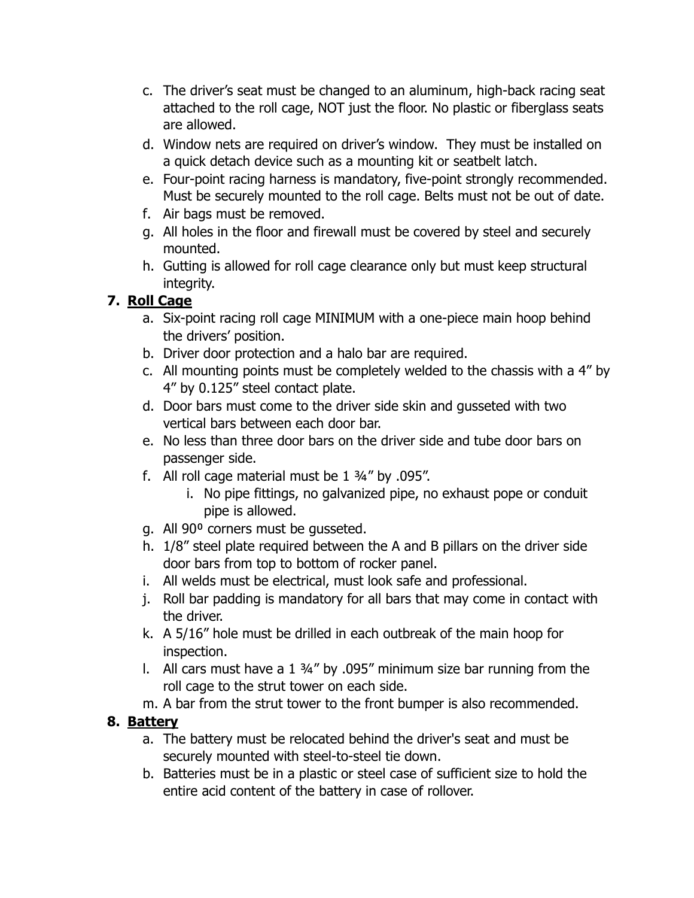c. The driver's seat must be changed to an aluminum, high-back racing seat attached to the roll cage, NOT just the floor. No plastic or fiberglass seats are allowed.
d. Window nets are required on driver's window. They must be installed on a quick detach device such as a mounting kit or seatbelt latch.
e. Four-point racing harness is mandatory, five-point strongly recommended. Must be securely mounted to the roll cage. Belts must not be out of date.
f. Air bags must be removed.
g. All holes in the floor and firewall must be covered by steel and securely mounted.
h. Gutting is allowed for roll cage clearance only but must keep structural integrity.

**7. <u>Roll Cage</u>**

a. Six-point racing roll cage MINIMUM with a one-piece main hoop behind the drivers' position.
b. Driver door protection and a halo bar are required.
c. All mounting points must be completely welded to the chassis with a 4" by 4" by 0.125" steel contact plate.
d. Door bars must come to the driver side skin and gusseted with two vertical bars between each door bar.
e. No less than three door bars on the driver side and tube door bars on passenger side.
f. All roll cage material must be 1 ¾" by .095".
    i. No pipe fittings, no galvanized pipe, no exhaust pope or conduit pipe is allowed.
g. All 90º corners must be gusseted.
h. 1/8" steel plate required between the A and B pillars on the driver side door bars from top to bottom of rocker panel.
i. All welds must be electrical, must look safe and professional.
j. Roll bar padding is mandatory for all bars that may come in contact with the driver.
k. A 5/16" hole must be drilled in each outbreak of the main hoop for inspection.
l. All cars must have a 1 ¾" by .095" minimum size bar running from the roll cage to the strut tower on each side.
m. A bar from the strut tower to the front bumper is also recommended.

**8. <u>Battery</u>**

a. The battery must be relocated behind the driver's seat and must be securely mounted with steel-to-steel tie down.
b. Batteries must be in a plastic or steel case of sufficient size to hold the entire acid content of the battery in case of rollover.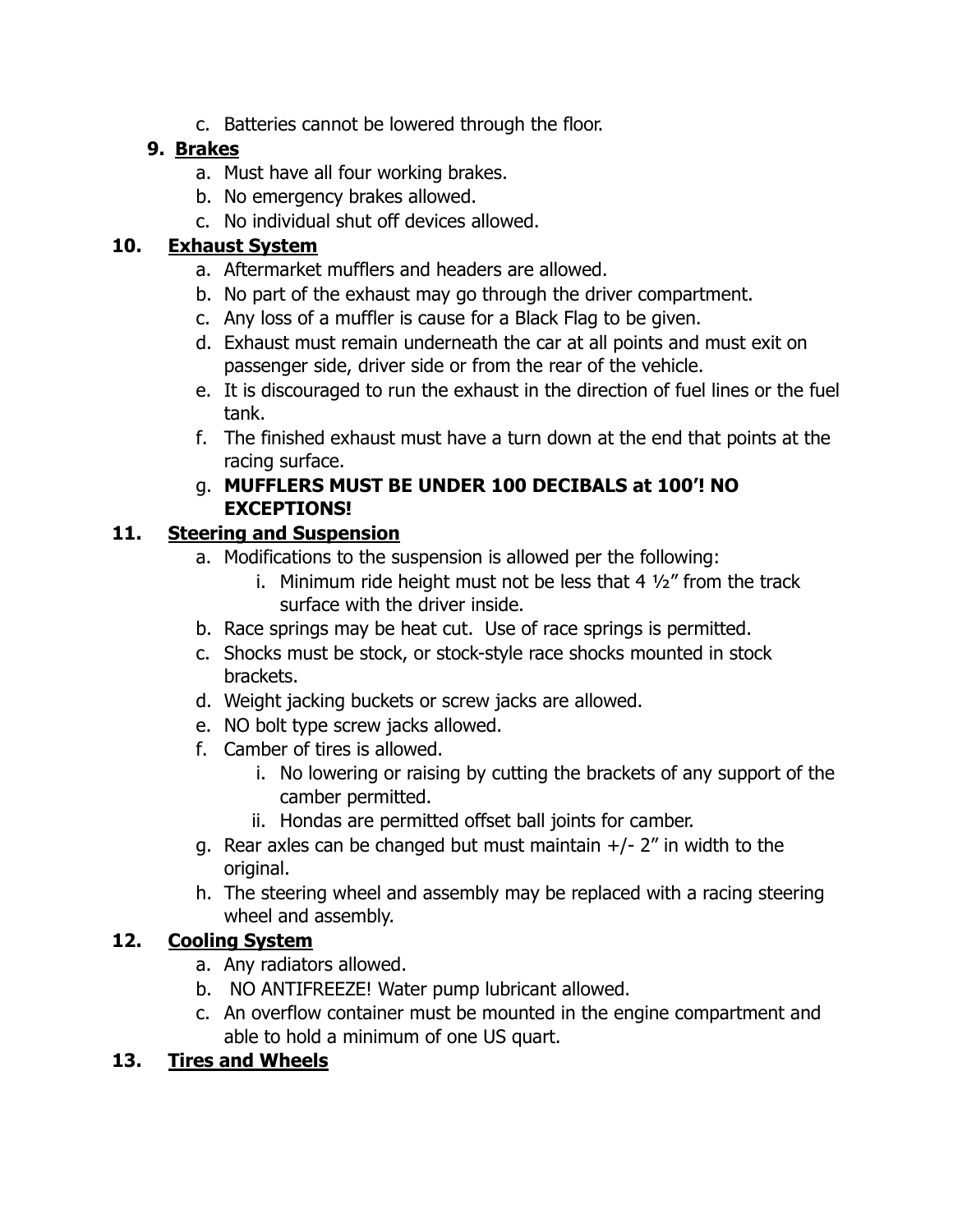c. Batteries cannot be lowered through the floor.

9. **Brakes**
   a. Must have all four working brakes.
   b. No emergency brakes allowed.
   c. No individual shut off devices allowed.

10. **Exhaust System**
    a. Aftermarket mufflers and headers are allowed.
    b. No part of the exhaust may go through the driver compartment.
    c. Any loss of a muffler is cause for a Black Flag to be given.
    d. Exhaust must remain underneath the car at all points and must exit on passenger side, driver side or from the rear of the vehicle.
    e. It is discouraged to run the exhaust in the direction of fuel lines or the fuel tank.
    f. The finished exhaust must have a turn down at the end that points at the racing surface.
    g. **MUFFLERS MUST BE UNDER 100 DECIBALS at 100'! NO EXCEPTIONS!**

11. **Steering and Suspension**
    a. Modifications to the suspension is allowed per the following:
       i. Minimum ride height must not be less that 4 ½" from the track surface with the driver inside.
    b. Race springs may be heat cut. Use of race springs is permitted.
    c. Shocks must be stock, or stock-style race shocks mounted in stock brackets.
    d. Weight jacking buckets or screw jacks are allowed.
    e. NO bolt type screw jacks allowed.
    f. Camber of tires is allowed.
       i. No lowering or raising by cutting the brackets of any support of the camber permitted.
       ii. Hondas are permitted offset ball joints for camber.
    g. Rear axles can be changed but must maintain +/- 2" in width to the original.
    h. The steering wheel and assembly may be replaced with a racing steering wheel and assembly.

12. **Cooling System**
    a. Any radiators allowed.
    b. NO ANTIFREEZE! Water pump lubricant allowed.
    c. An overflow container must be mounted in the engine compartment and able to hold a minimum of one US quart.

13. **Tires and Wheels**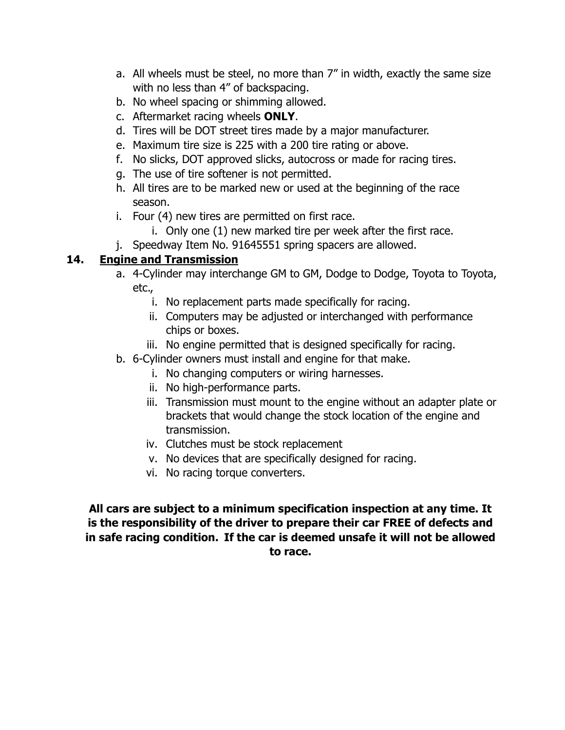a. All wheels must be steel, no more than 7” in width, exactly the same size with no less than 4” of backspacing.
b. No wheel spacing or shimming allowed.
c. Aftermarket racing wheels **ONLY**.
d. Tires will be DOT street tires made by a major manufacturer.
e. Maximum tire size is 225 with a 200 tire rating or above.
f. No slicks, DOT approved slicks, autocross or made for racing tires.
g. The use of tire softener is not permitted.
h. All tires are to be marked new or used at the beginning of the race season.
i. Four (4) new tires are permitted on first race.
    i. Only one (1) new marked tire per week after the first race.
j. Speedway Item No. 91645551 spring spacers are allowed.

## 14. <u>Engine and Transmission</u>

a. 4-Cylinder may interchange GM to GM, Dodge to Dodge, Toyota to Toyota, etc.,
    i. No replacement parts made specifically for racing.
    ii. Computers may be adjusted or interchanged with performance chips or boxes.
    iii. No engine permitted that is designed specifically for racing.
b. 6-Cylinder owners must install and engine for that make.
    i. No changing computers or wiring harnesses.
    ii. No high-performance parts.
    iii. Transmission must mount to the engine without an adapter plate or brackets that would change the stock location of the engine and transmission.
    iv. Clutches must be stock replacement
    v. No devices that are specifically designed for racing.
    vi. No racing torque converters.

**All cars are subject to a minimum specification inspection at any time. It is the responsibility of the driver to prepare their car FREE of defects and in safe racing condition. If the car is deemed unsafe it will not be allowed to race.**